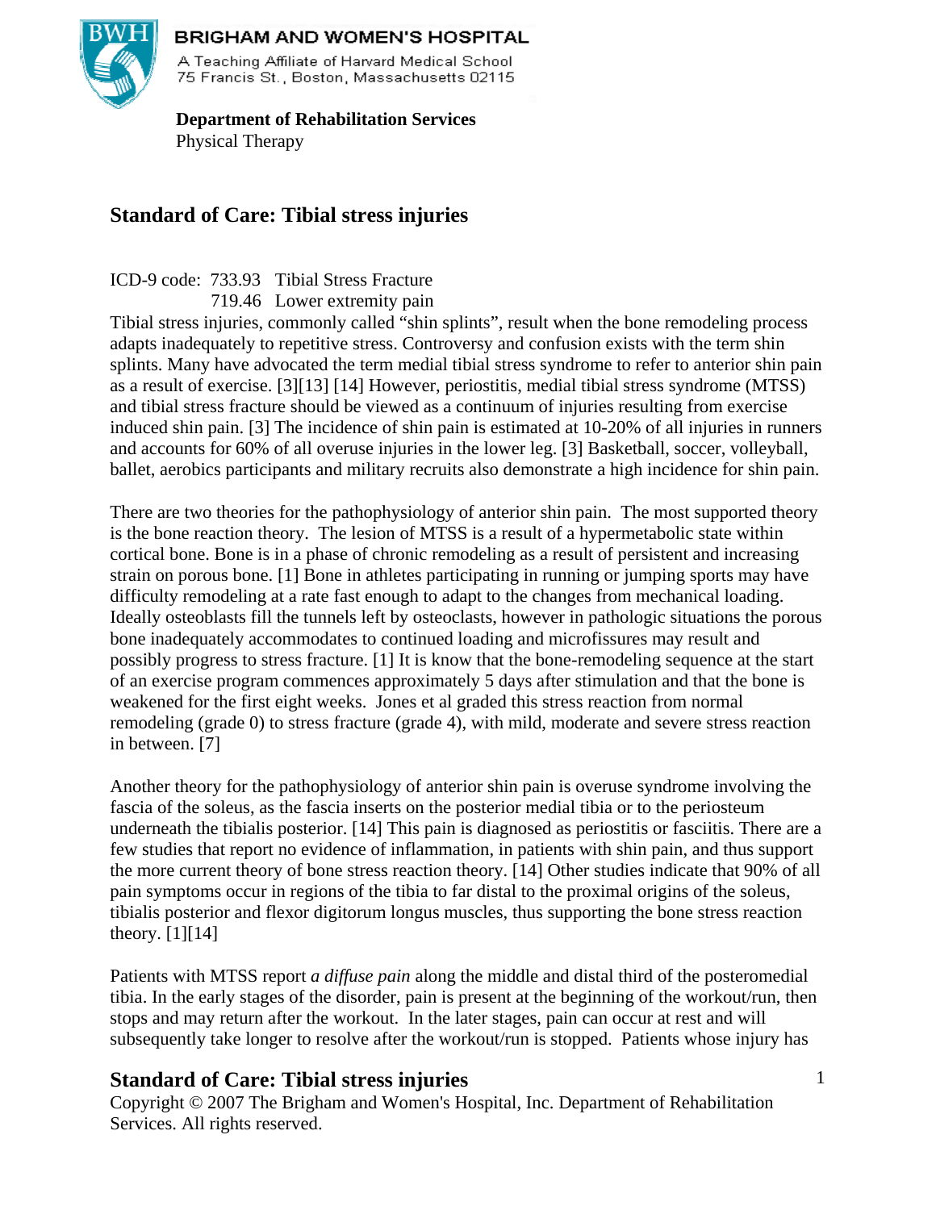BRIGHAM AND WOMEN'S HOSPITAL

A Teaching Affiliate of Harvard Medical School
75 Francis St., Boston, Massachusetts 02115

**Department of Rehabilitation Services**
Physical Therapy

## Standard of Care: Tibial stress injuries

ICD-9 code: 733.93 Tibial Stress Fracture
719.46 Lower extremity pain

Tibial stress injuries, commonly called "shin splints", result when the bone remodeling process adapts inadequately to repetitive stress. Controversy and confusion exists with the term shin splints. Many have advocated the term medial tibial stress syndrome to refer to anterior shin pain as a result of exercise. [3][13] [14] However, periostitis, medial tibial stress syndrome (MTSS) and tibial stress fracture should be viewed as a continuum of injuries resulting from exercise induced shin pain. [3] The incidence of shin pain is estimated at 10-20% of all injuries in runners and accounts for 60% of all overuse injuries in the lower leg. [3] Basketball, soccer, volleyball, ballet, aerobics participants and military recruits also demonstrate a high incidence for shin pain.

There are two theories for the pathophysiology of anterior shin pain. The most supported theory is the bone reaction theory. The lesion of MTSS is a result of a hypermetabolic state within cortical bone. Bone is in a phase of chronic remodeling as a result of persistent and increasing strain on porous bone. [1] Bone in athletes participating in running or jumping sports may have difficulty remodeling at a rate fast enough to adapt to the changes from mechanical loading. Ideally osteoblasts fill the tunnels left by osteoclasts, however in pathologic situations the porous bone inadequately accommodates to continued loading and microfissures may result and possibly progress to stress fracture. [1] It is know that the bone-remodeling sequence at the start of an exercise program commences approximately 5 days after stimulation and that the bone is weakened for the first eight weeks. Jones et al graded this stress reaction from normal remodeling (grade 0) to stress fracture (grade 4), with mild, moderate and severe stress reaction in between. [7]

Another theory for the pathophysiology of anterior shin pain is overuse syndrome involving the fascia of the soleus, as the fascia inserts on the posterior medial tibia or to the periosteum underneath the tibialis posterior. [14] This pain is diagnosed as periostitis or fasciitis. There are a few studies that report no evidence of inflammation, in patients with shin pain, and thus support the more current theory of bone stress reaction theory. [14] Other studies indicate that 90% of all pain symptoms occur in regions of the tibia to far distal to the proximal origins of the soleus, tibialis posterior and flexor digitorum longus muscles, thus supporting the bone stress reaction theory. [1][14]

Patients with MTSS report *a diffuse pain* along the middle and distal third of the posteromedial tibia. In the early stages of the disorder, pain is present at the beginning of the workout/run, then stops and may return after the workout. In the later stages, pain can occur at rest and will subsequently take longer to resolve after the workout/run is stopped. Patients whose injury has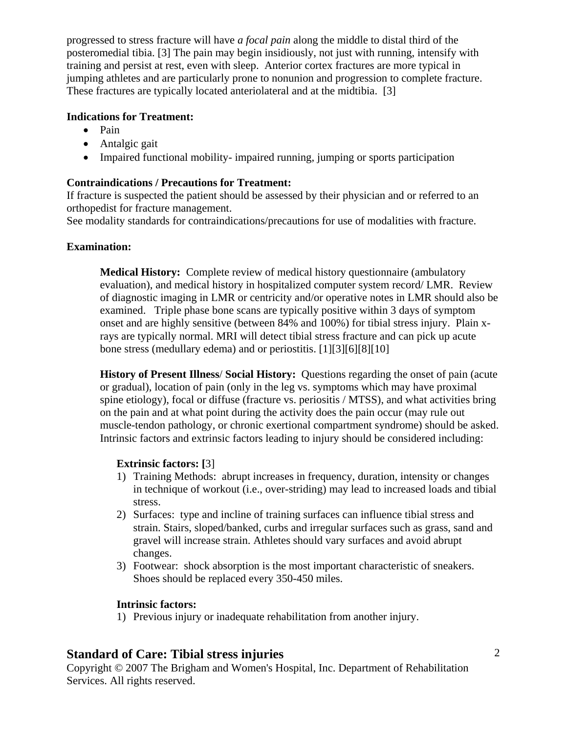progressed to stress fracture will have *a focal pain* along the middle to distal third of the posteromedial tibia. [3] The pain may begin insidiously, not just with running, intensify with training and persist at rest, even with sleep. Anterior cortex fractures are more typical in jumping athletes and are particularly prone to nonunion and progression to complete fracture. These fractures are typically located anteriolateral and at the midtibia. [3]

**Indications for Treatment:**

- Pain
- Antalgic gait
- Impaired functional mobility- impaired running, jumping or sports participation

**Contraindications / Precautions for Treatment:**

If fracture is suspected the patient should be assessed by their physician and or referred to an orthopedist for fracture management.
See modality standards for contraindications/precautions for use of modalities with fracture.

**Examination:**

**Medical History:** Complete review of medical history questionnaire (ambulatory evaluation), and medical history in hospitalized computer system record/ LMR. Review of diagnostic imaging in LMR or centricity and/or operative notes in LMR should also be examined. Triple phase bone scans are typically positive within 3 days of symptom onset and are highly sensitive (between 84% and 100%) for tibial stress injury. Plain x-rays are typically normal. MRI will detect tibial stress fracture and can pick up acute bone stress (medullary edema) and or periostitis. [1][3][6][8][10]

**History of Present Illness/ Social History:** Questions regarding the onset of pain (acute or gradual), location of pain (only in the leg vs. symptoms which may have proximal spine etiology), focal or diffuse (fracture vs. periositis / MTSS), and what activities bring on the pain and at what point during the activity does the pain occur (may rule out muscle-tendon pathology, or chronic exertional compartment syndrome) should be asked. Intrinsic factors and extrinsic factors leading to injury should be considered including:

**Extrinsic factors: [**3]

1) Training Methods: abrupt increases in frequency, duration, intensity or changes in technique of workout (i.e., over-striding) may lead to increased loads and tibial stress.
2) Surfaces: type and incline of training surfaces can influence tibial stress and strain. Stairs, sloped/banked, curbs and irregular surfaces such as grass, sand and gravel will increase strain. Athletes should vary surfaces and avoid abrupt changes.
3) Footwear: shock absorption is the most important characteristic of sneakers. Shoes should be replaced every 350-450 miles.

**Intrinsic factors:**

1) Previous injury or inadequate rehabilitation from another injury.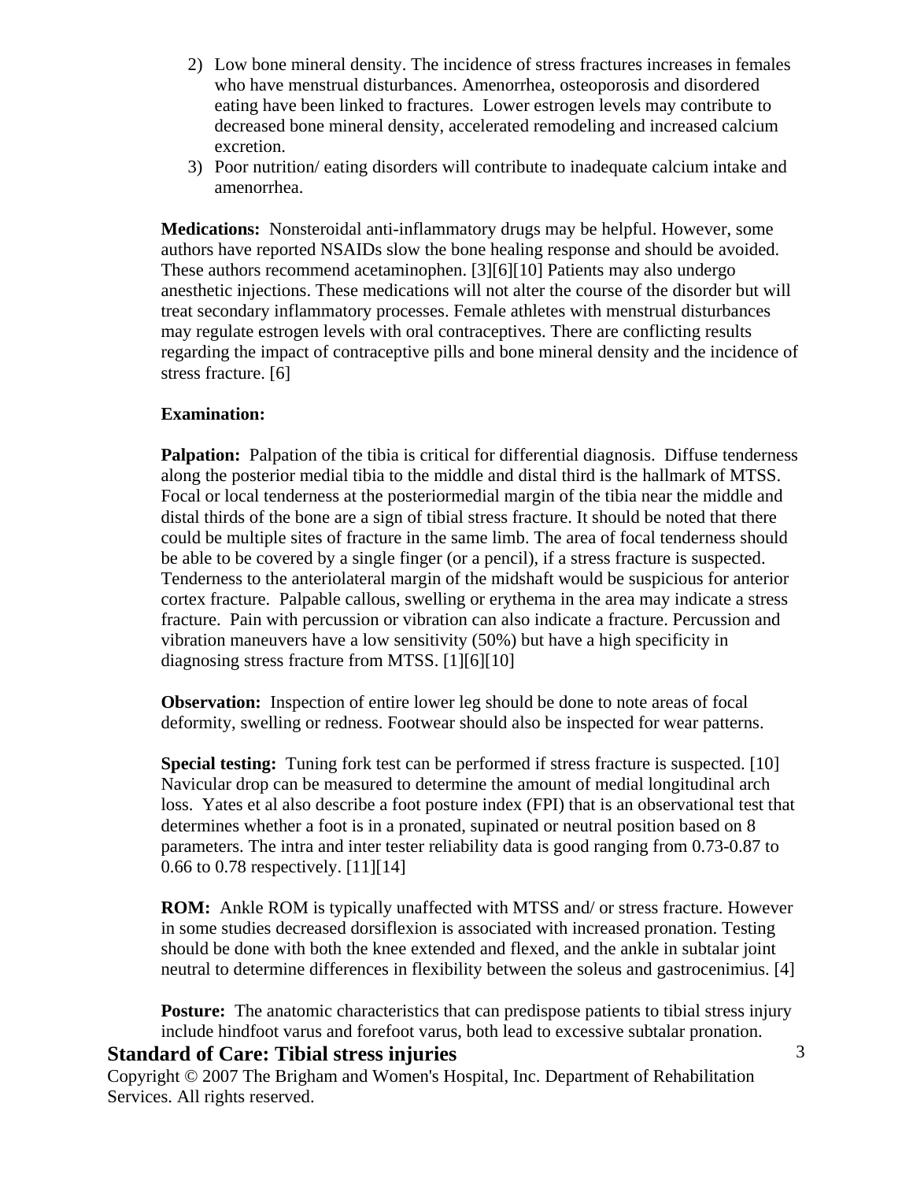2) Low bone mineral density. The incidence of stress fractures increases in females who have menstrual disturbances. Amenorrhea, osteoporosis and disordered eating have been linked to fractures. Lower estrogen levels may contribute to decreased bone mineral density, accelerated remodeling and increased calcium excretion.
3) Poor nutrition/ eating disorders will contribute to inadequate calcium intake and amenorrhea.

**Medications:** Nonsteroidal anti-inflammatory drugs may be helpful. However, some authors have reported NSAIDs slow the bone healing response and should be avoided. These authors recommend acetaminophen. [3][6][10] Patients may also undergo anesthetic injections. These medications will not alter the course of the disorder but will treat secondary inflammatory processes. Female athletes with menstrual disturbances may regulate estrogen levels with oral contraceptives. There are conflicting results regarding the impact of contraceptive pills and bone mineral density and the incidence of stress fracture. [6]

**Examination:**

**Palpation:** Palpation of the tibia is critical for differential diagnosis. Diffuse tenderness along the posterior medial tibia to the middle and distal third is the hallmark of MTSS. Focal or local tenderness at the posteriormedial margin of the tibia near the middle and distal thirds of the bone are a sign of tibial stress fracture. It should be noted that there could be multiple sites of fracture in the same limb. The area of focal tenderness should be able to be covered by a single finger (or a pencil), if a stress fracture is suspected. Tenderness to the anteriolateral margin of the midshaft would be suspicious for anterior cortex fracture. Palpable callous, swelling or erythema in the area may indicate a stress fracture. Pain with percussion or vibration can also indicate a fracture. Percussion and vibration maneuvers have a low sensitivity (50%) but have a high specificity in diagnosing stress fracture from MTSS. [1][6][10]

**Observation:** Inspection of entire lower leg should be done to note areas of focal deformity, swelling or redness. Footwear should also be inspected for wear patterns.

**Special testing:** Tuning fork test can be performed if stress fracture is suspected. [10] Navicular drop can be measured to determine the amount of medial longitudinal arch loss. Yates et al also describe a foot posture index (FPI) that is an observational test that determines whether a foot is in a pronated, supinated or neutral position based on 8 parameters. The intra and inter tester reliability data is good ranging from 0.73-0.87 to 0.66 to 0.78 respectively. [11][14]

**ROM:** Ankle ROM is typically unaffected with MTSS and/ or stress fracture. However in some studies decreased dorsiflexion is associated with increased pronation. Testing should be done with both the knee extended and flexed, and the ankle in subtalar joint neutral to determine differences in flexibility between the soleus and gastrocenimius. [4]

**Posture:** The anatomic characteristics that can predispose patients to tibial stress injury include hindfoot varus and forefoot varus, both lead to excessive subtalar pronation.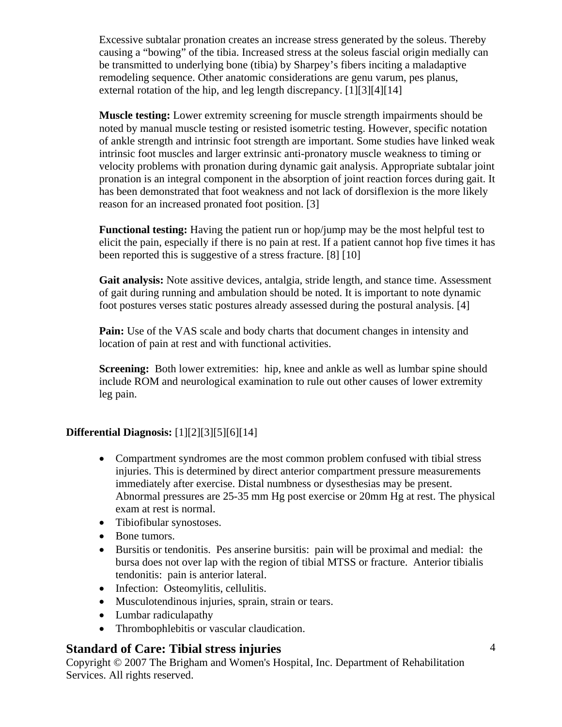Excessive subtalar pronation creates an increase stress generated by the soleus. Thereby causing a "bowing" of the tibia. Increased stress at the soleus fascial origin medially can be transmitted to underlying bone (tibia) by Sharpey's fibers inciting a maladaptive remodeling sequence. Other anatomic considerations are genu varum, pes planus, external rotation of the hip, and leg length discrepancy. [1][3][4][14]

**Muscle testing:** Lower extremity screening for muscle strength impairments should be noted by manual muscle testing or resisted isometric testing. However, specific notation of ankle strength and intrinsic foot strength are important. Some studies have linked weak intrinsic foot muscles and larger extrinsic anti-pronatory muscle weakness to timing or velocity problems with pronation during dynamic gait analysis. Appropriate subtalar joint pronation is an integral component in the absorption of joint reaction forces during gait. It has been demonstrated that foot weakness and not lack of dorsiflexion is the more likely reason for an increased pronated foot position. [3]

**Functional testing:** Having the patient run or hop/jump may be the most helpful test to elicit the pain, especially if there is no pain at rest. If a patient cannot hop five times it has been reported this is suggestive of a stress fracture. [8] [10]

**Gait analysis:** Note assitive devices, antalgia, stride length, and stance time. Assessment of gait during running and ambulation should be noted. It is important to note dynamic foot postures verses static postures already assessed during the postural analysis. [4]

**Pain:** Use of the VAS scale and body charts that document changes in intensity and location of pain at rest and with functional activities.

**Screening:** Both lower extremities: hip, knee and ankle as well as lumbar spine should include ROM and neurological examination to rule out other causes of lower extremity leg pain.

**Differential Diagnosis:** [1][2][3][5][6][14]

- Compartment syndromes are the most common problem confused with tibial stress injuries. This is determined by direct anterior compartment pressure measurements immediately after exercise. Distal numbness or dysesthesias may be present. Abnormal pressures are 25-35 mm Hg post exercise or 20mm Hg at rest. The physical exam at rest is normal.
- Tibiofibular synostoses.
- Bone tumors.
- Bursitis or tendonitis. Pes anserine bursitis: pain will be proximal and medial: the bursa does not over lap with the region of tibial MTSS or fracture. Anterior tibialis tendonitis: pain is anterior lateral.
- Infection: Osteomylitis, cellulitis.
- Musculotendinous injuries, sprain, strain or tears.
- Lumbar radiculapathy
- Thrombophlebitis or vascular claudication.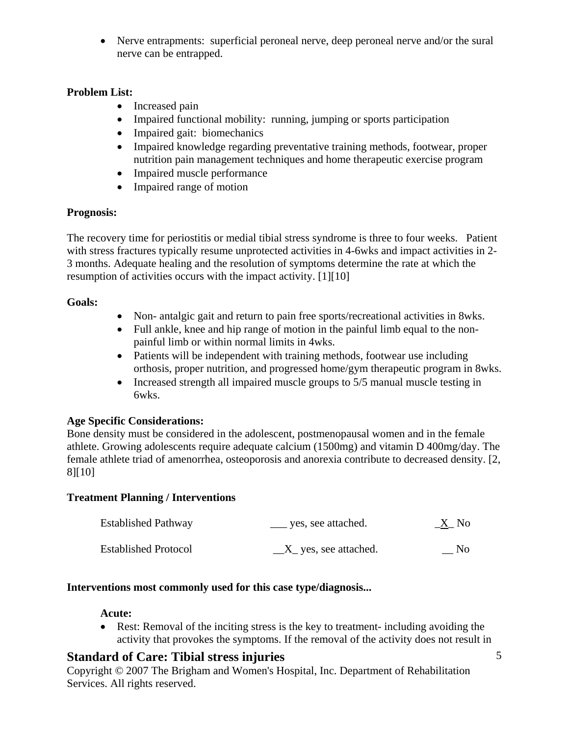- Nerve entrapments: superficial peroneal nerve, deep peroneal nerve and/or the sural nerve can be entrapped.

**Problem List:**

- Increased pain
- Impaired functional mobility: running, jumping or sports participation
- Impaired gait: biomechanics
- Impaired knowledge regarding preventative training methods, footwear, proper nutrition pain management techniques and home therapeutic exercise program
- Impaired muscle performance
- Impaired range of motion

**Prognosis:**

The recovery time for periostitis or medial tibial stress syndrome is three to four weeks. Patient with stress fractures typically resume unprotected activities in 4-6wks and impact activities in 2-3 months. Adequate healing and the resolution of symptoms determine the rate at which the resumption of activities occurs with the impact activity. [1][10]

**Goals:**

- Non- antalgic gait and return to pain free sports/recreational activities in 8wks.
- Full ankle, knee and hip range of motion in the painful limb equal to the non-painful limb or within normal limits in 4wks.
- Patients will be independent with training methods, footwear use including orthosis, proper nutrition, and progressed home/gym therapeutic program in 8wks.
- Increased strength all impaired muscle groups to 5/5 manual muscle testing in 6wks.

**Age Specific Considerations:**

Bone density must be considered in the adolescent, postmenopausal women and in the female athlete. Growing adolescents require adequate calcium (1500mg) and vitamin D 400mg/day. The female athlete triad of amenorrhea, osteoporosis and anorexia contribute to decreased density. [2, 8][10]

**Treatment Planning / Interventions**

| | | |
|---|---|---|
| Established Pathway | ___ yes, see attached. | _X_ No |
| Established Protocol | __X_ yes, see attached. | __ No |

**Interventions most commonly used for this case type/diagnosis...**

**Acute:**

- Rest: Removal of the inciting stress is the key to treatment- including avoiding the activity that provokes the symptoms. If the removal of the activity does not result in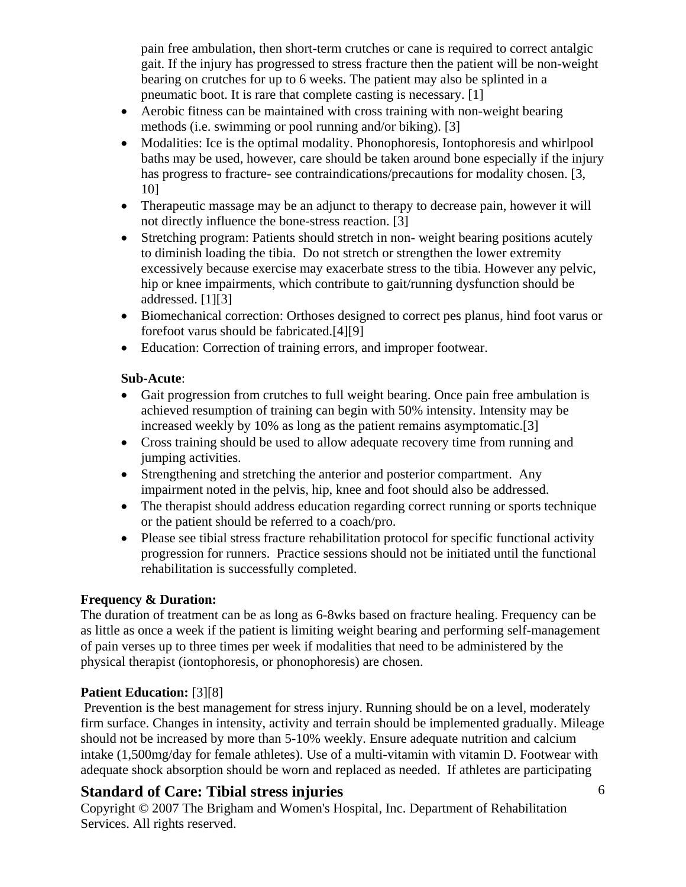pain free ambulation, then short-term crutches or cane is required to correct antalgic gait. If the injury has progressed to stress fracture then the patient will be non-weight bearing on crutches for up to 6 weeks. The patient may also be splinted in a pneumatic boot. It is rare that complete casting is necessary. [1]

- Aerobic fitness can be maintained with cross training with non-weight bearing methods (i.e. swimming or pool running and/or biking). [3]
- Modalities: Ice is the optimal modality. Phonophoresis, Iontophoresis and whirlpool baths may be used, however, care should be taken around bone especially if the injury has progress to fracture- see contraindications/precautions for modality chosen. [3, 10]
- Therapeutic massage may be an adjunct to therapy to decrease pain, however it will not directly influence the bone-stress reaction. [3]
- Stretching program: Patients should stretch in non- weight bearing positions acutely to diminish loading the tibia. Do not stretch or strengthen the lower extremity excessively because exercise may exacerbate stress to the tibia. However any pelvic, hip or knee impairments, which contribute to gait/running dysfunction should be addressed. [1][3]
- Biomechanical correction: Orthoses designed to correct pes planus, hind foot varus or forefoot varus should be fabricated.[4][9]
- Education: Correction of training errors, and improper footwear.

**Sub-Acute**:

- Gait progression from crutches to full weight bearing. Once pain free ambulation is achieved resumption of training can begin with 50% intensity. Intensity may be increased weekly by 10% as long as the patient remains asymptomatic.[3]
- Cross training should be used to allow adequate recovery time from running and jumping activities.
- Strengthening and stretching the anterior and posterior compartment. Any impairment noted in the pelvis, hip, knee and foot should also be addressed.
- The therapist should address education regarding correct running or sports technique or the patient should be referred to a coach/pro.
- Please see tibial stress fracture rehabilitation protocol for specific functional activity progression for runners. Practice sessions should not be initiated until the functional rehabilitation is successfully completed.

**Frequency & Duration:**

The duration of treatment can be as long as 6-8wks based on fracture healing. Frequency can be as little as once a week if the patient is limiting weight bearing and performing self-management of pain verses up to three times per week if modalities that need to be administered by the physical therapist (iontophoresis, or phonophoresis) are chosen.

**Patient Education:** [3][8]

Prevention is the best management for stress injury. Running should be on a level, moderately firm surface. Changes in intensity, activity and terrain should be implemented gradually. Mileage should not be increased by more than 5-10% weekly. Ensure adequate nutrition and calcium intake (1,500mg/day for female athletes). Use of a multi-vitamin with vitamin D. Footwear with adequate shock absorption should be worn and replaced as needed. If athletes are participating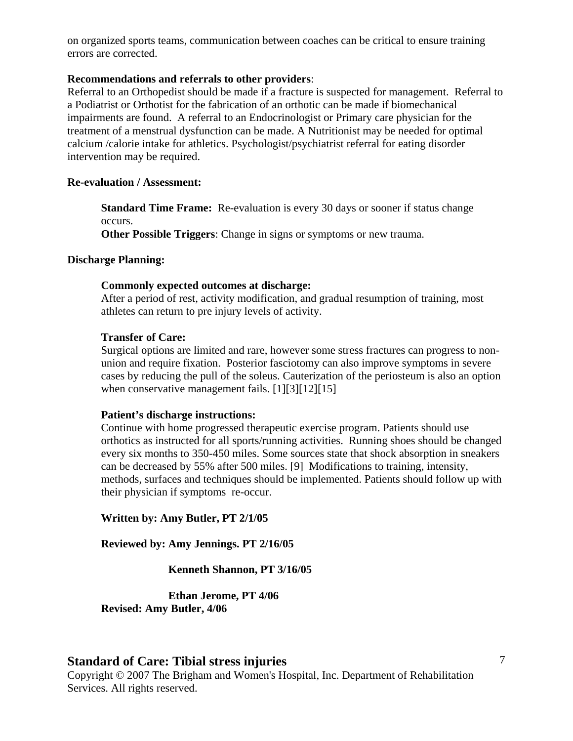on organized sports teams, communication between coaches can be critical to ensure training errors are corrected.

**Recommendations and referrals to other providers**:
Referral to an Orthopedist should be made if a fracture is suspected for management. Referral to a Podiatrist or Orthotist for the fabrication of an orthotic can be made if biomechanical impairments are found. A referral to an Endocrinologist or Primary care physician for the treatment of a menstrual dysfunction can be made. A Nutritionist may be needed for optimal calcium /calorie intake for athletics. Psychologist/psychiatrist referral for eating disorder intervention may be required.

**Re-evaluation / Assessment:**

**Standard Time Frame:** Re-evaluation is every 30 days or sooner if status change occurs.
**Other Possible Triggers**: Change in signs or symptoms or new trauma.

**Discharge Planning:**

**Commonly expected outcomes at discharge:**
After a period of rest, activity modification, and gradual resumption of training, most athletes can return to pre injury levels of activity.

**Transfer of Care:**
Surgical options are limited and rare, however some stress fractures can progress to non-union and require fixation. Posterior fasciotomy can also improve symptoms in severe cases by reducing the pull of the soleus. Cauterization of the periosteum is also an option when conservative management fails. [1][3][12][15]

**Patient's discharge instructions:**
Continue with home progressed therapeutic exercise program. Patients should use orthotics as instructed for all sports/running activities. Running shoes should be changed every six months to 350-450 miles. Some sources state that shock absorption in sneakers can be decreased by 55% after 500 miles. [9] Modifications to training, intensity, methods, surfaces and techniques should be implemented. Patients should follow up with their physician if symptoms re-occur.

**Written by: Amy Butler, PT 2/1/05**

**Reviewed by: Amy Jennings. PT 2/16/05**

**Kenneth Shannon, PT 3/16/05**

**Ethan Jerome, PT 4/06**
**Revised: Amy Butler, 4/06**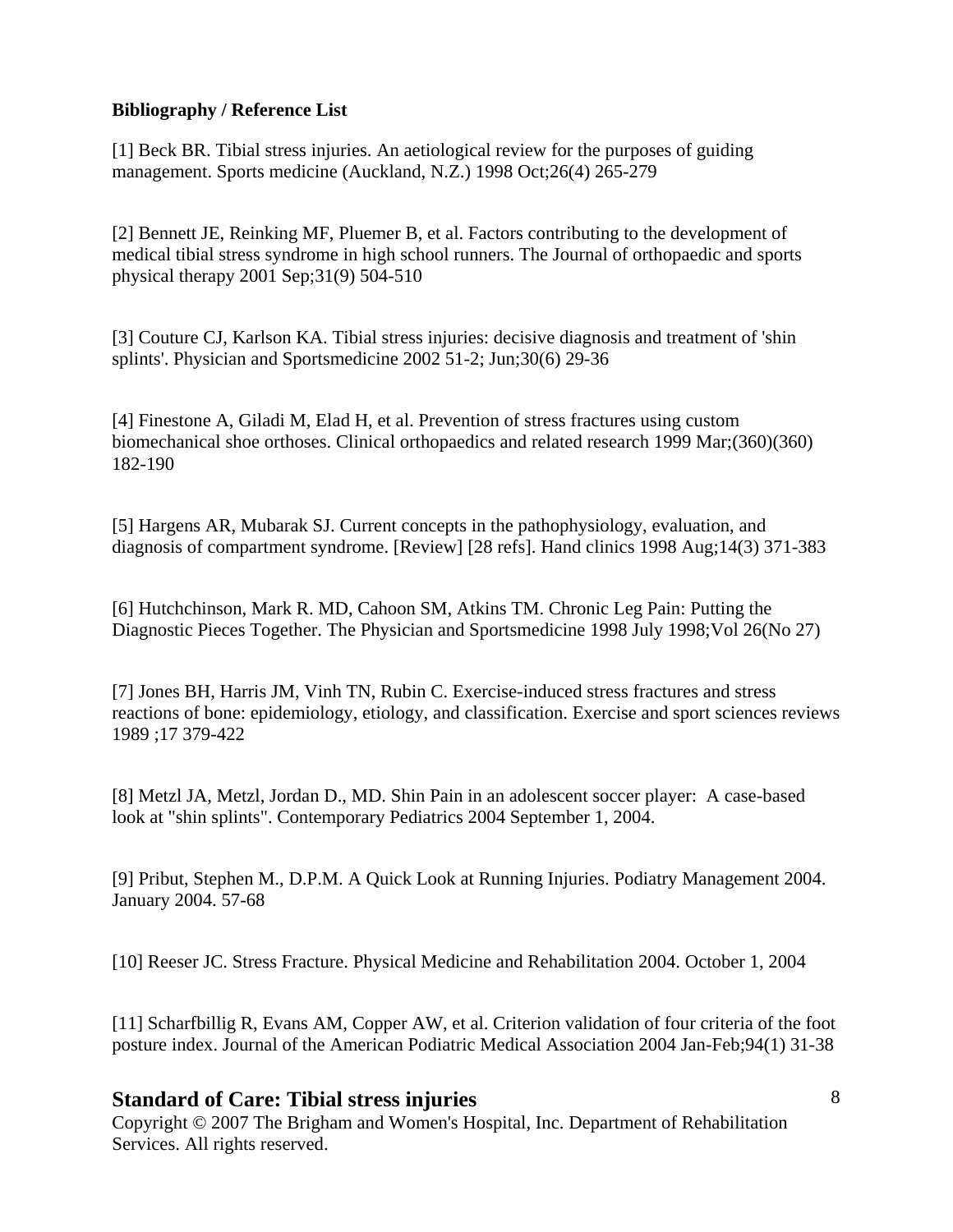**Bibliography / Reference List**

[1] Beck BR. Tibial stress injuries. An aetiological review for the purposes of guiding management. Sports medicine (Auckland, N.Z.) 1998 Oct;26(4) 265-279

[2] Bennett JE, Reinking MF, Pluemer B, et al. Factors contributing to the development of medical tibial stress syndrome in high school runners. The Journal of orthopaedic and sports physical therapy 2001 Sep;31(9) 504-510

[3] Couture CJ, Karlson KA. Tibial stress injuries: decisive diagnosis and treatment of 'shin splints'. Physician and Sportsmedicine 2002 51-2; Jun;30(6) 29-36

[4] Finestone A, Giladi M, Elad H, et al. Prevention of stress fractures using custom biomechanical shoe orthoses. Clinical orthopaedics and related research 1999 Mar;(360)(360) 182-190

[5] Hargens AR, Mubarak SJ. Current concepts in the pathophysiology, evaluation, and diagnosis of compartment syndrome. [Review] [28 refs]. Hand clinics 1998 Aug;14(3) 371-383

[6] Hutchchinson, Mark R. MD, Cahoon SM, Atkins TM. Chronic Leg Pain: Putting the Diagnostic Pieces Together. The Physician and Sportsmedicine 1998 July 1998;Vol 26(No 27)

[7] Jones BH, Harris JM, Vinh TN, Rubin C. Exercise-induced stress fractures and stress reactions of bone: epidemiology, etiology, and classification. Exercise and sport sciences reviews 1989 ;17 379-422

[8] Metzl JA, Metzl, Jordan D., MD. Shin Pain in an adolescent soccer player: A case-based look at "shin splints". Contemporary Pediatrics 2004 September 1, 2004.

[9] Pribut, Stephen M., D.P.M. A Quick Look at Running Injuries. Podiatry Management 2004. January 2004. 57-68

[10] Reeser JC. Stress Fracture. Physical Medicine and Rehabilitation 2004. October 1, 2004

[11] Scharfbillig R, Evans AM, Copper AW, et al. Criterion validation of four criteria of the foot posture index. Journal of the American Podiatric Medical Association 2004 Jan-Feb;94(1) 31-38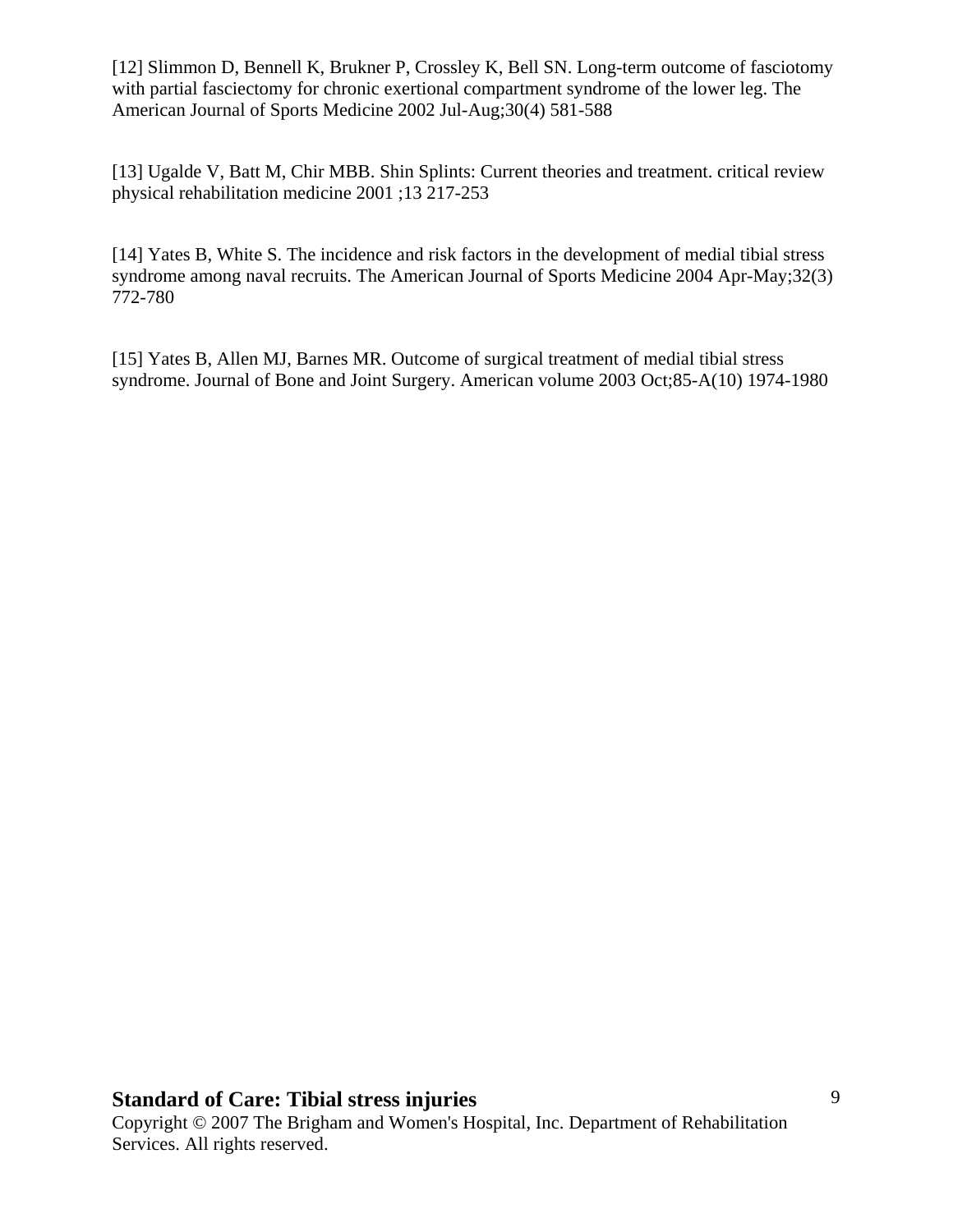[12] Slimmon D, Bennell K, Brukner P, Crossley K, Bell SN. Long-term outcome of fasciotomy with partial fasciectomy for chronic exertional compartment syndrome of the lower leg. The American Journal of Sports Medicine 2002 Jul-Aug;30(4) 581-588

[13] Ugalde V, Batt M, Chir MBB. Shin Splints: Current theories and treatment. critical review physical rehabilitation medicine 2001 ;13 217-253

[14] Yates B, White S. The incidence and risk factors in the development of medial tibial stress syndrome among naval recruits. The American Journal of Sports Medicine 2004 Apr-May;32(3) 772-780

[15] Yates B, Allen MJ, Barnes MR. Outcome of surgical treatment of medial tibial stress syndrome. Journal of Bone and Joint Surgery. American volume 2003 Oct;85-A(10) 1974-1980